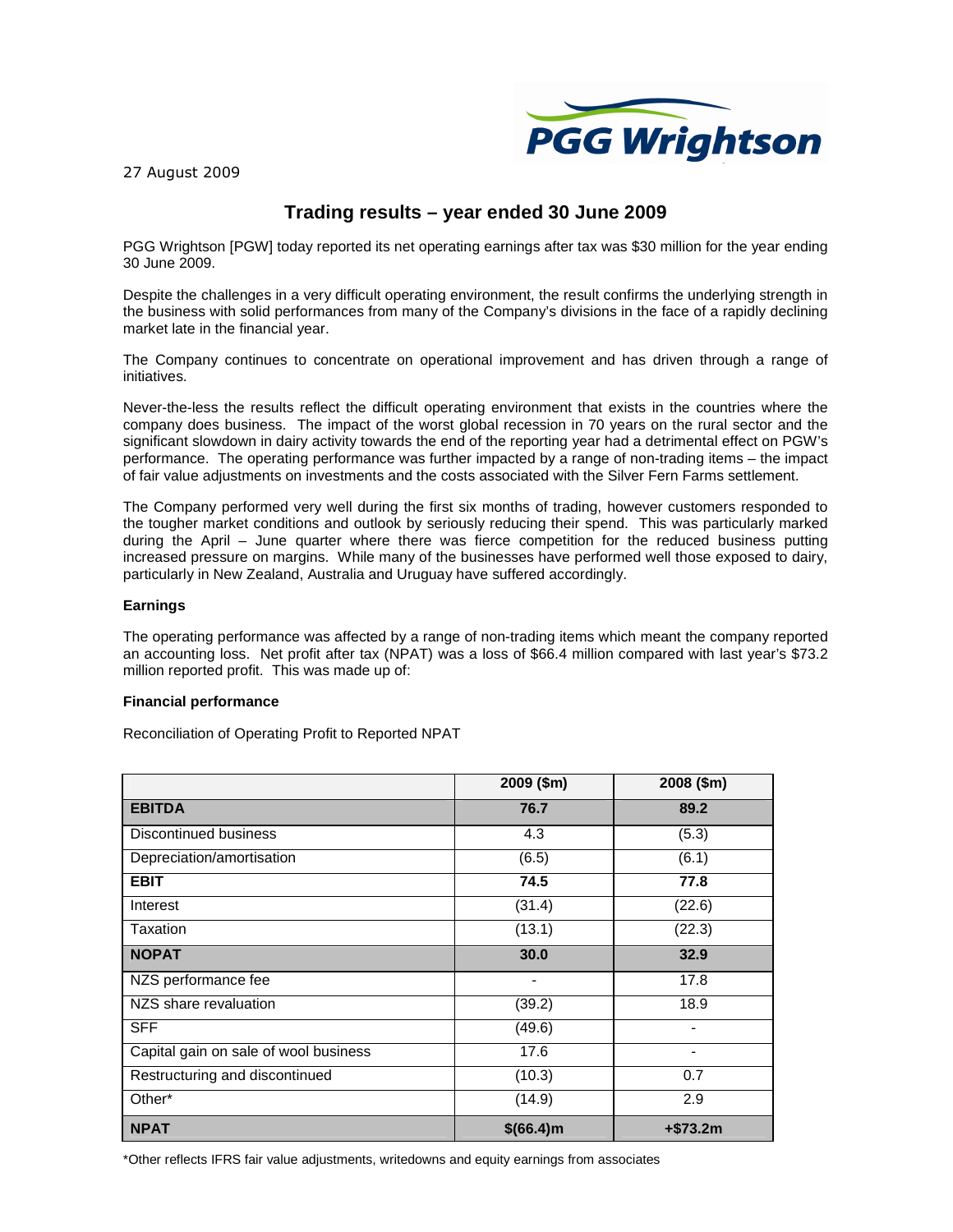27 August 2009

# Trading results – year ended 30 June 2009

PGG Wrightson [PGW] today reported its net operating earnings after tax was $30 million for the year ending 30 June 2009.

Despite the challenges in a very difficult operating environment, the result confirms the underlying strength in the business with solid performances from many of the Company's divisions in the face of a rapidly declining market late in the financial year.

The Company continues to concentrate on operational improvement and has driven through a range of initiatives.

Never-the-less the results reflect the difficult operating environment that exists in the countries where the company does business. The impact of the worst global recession in 70 years on the rural sector and the significant slowdown in dairy activity towards the end of the reporting year had a detrimental effect on PGW's performance. The operating performance was further impacted by a range of non-trading items – the impact of fair value adjustments on investments and the costs associated with the Silver Fern Farms settlement.

The Company performed very well during the first six months of trading, however customers responded to the tougher market conditions and outlook by seriously reducing their spend. This was particularly marked during the April – June quarter where there was fierce competition for the reduced business putting increased pressure on margins. While many of the businesses have performed well those exposed to dairy, particularly in New Zealand, Australia and Uruguay have suffered accordingly.

**Earnings**

The operating performance was affected by a range of non-trading items which meant the company reported an accounting loss. Net profit after tax (NPAT) was a loss of $66.4 million compared with last year's $73.2 million reported profit. This was made up of:

**Financial performance**

Reconciliation of Operating Profit to Reported NPAT

| | 2009 ($m) | 2008 ($m) |
|---|---|---|
| **EBITDA** | **76.7** | **89.2** |
| Discontinued business | 4.3 | (5.3) |
| Depreciation/amortisation | (6.5) | (6.1) |
| **EBIT** | **74.5** | **77.8** |
| Interest | (31.4) | (22.6) |
| Taxation | (13.1) | (22.3) |
| **NOPAT** | **30.0** | **32.9** |
| NZS performance fee | - | 17.8 |
| NZS share revaluation | (39.2) | 18.9 |
| SFF | (49.6) | - |
| Capital gain on sale of wool business | 17.6 | - |
| Restructuring and discontinued | (10.3) | 0.7 |
| Other* | (14.9) | 2.9 |
| **NPAT** | **$(66.4)m** | **+$73.2m** |

*Other reflects IFRS fair value adjustments, writedowns and equity earnings from associates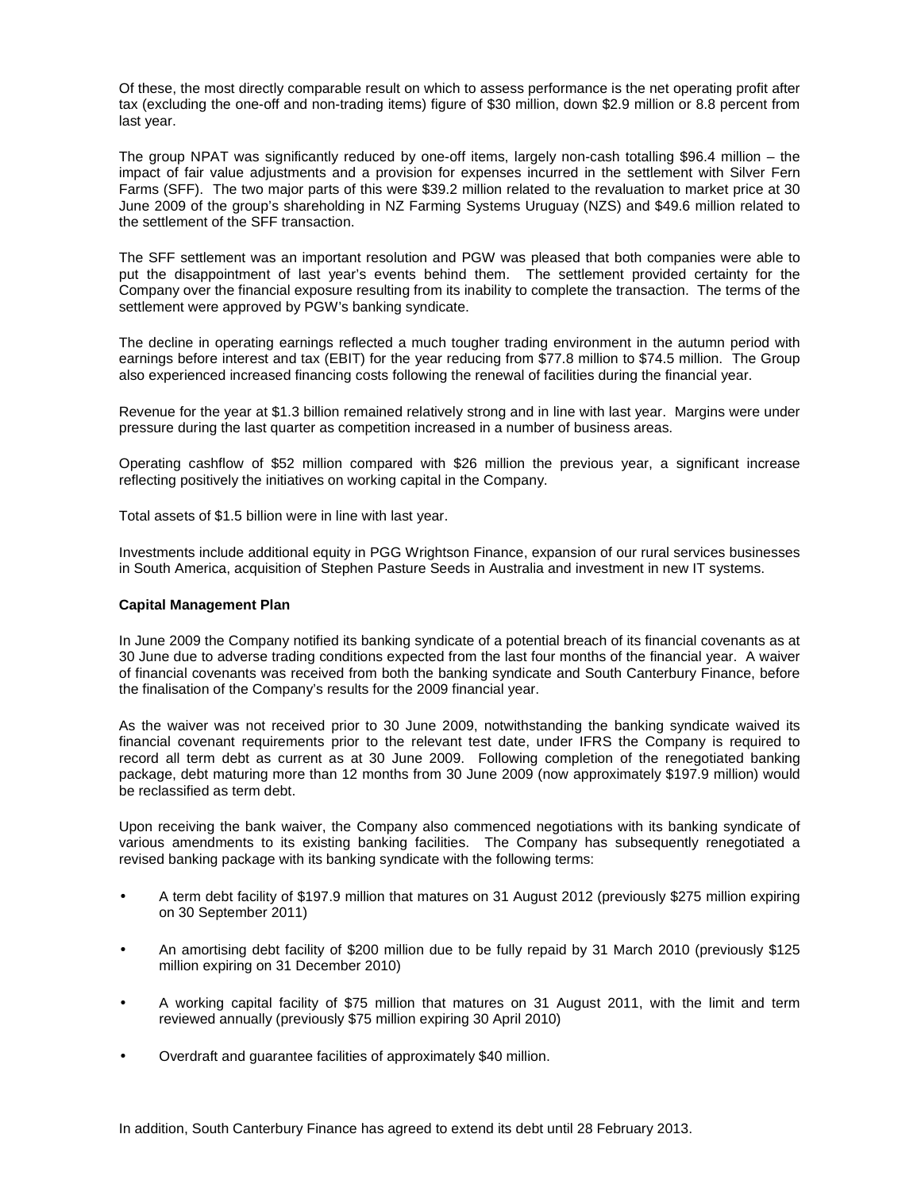Of these, the most directly comparable result on which to assess performance is the net operating profit after tax (excluding the one-off and non-trading items) figure of $30 million, down $2.9 million or 8.8 percent from last year.

The group NPAT was significantly reduced by one-off items, largely non-cash totalling $96.4 million – the impact of fair value adjustments and a provision for expenses incurred in the settlement with Silver Fern Farms (SFF). The two major parts of this were $39.2 million related to the revaluation to market price at 30 June 2009 of the group's shareholding in NZ Farming Systems Uruguay (NZS) and $49.6 million related to the settlement of the SFF transaction.

The SFF settlement was an important resolution and PGW was pleased that both companies were able to put the disappointment of last year's events behind them. The settlement provided certainty for the Company over the financial exposure resulting from its inability to complete the transaction. The terms of the settlement were approved by PGW's banking syndicate.

The decline in operating earnings reflected a much tougher trading environment in the autumn period with earnings before interest and tax (EBIT) for the year reducing from $77.8 million to $74.5 million. The Group also experienced increased financing costs following the renewal of facilities during the financial year.

Revenue for the year at $1.3 billion remained relatively strong and in line with last year. Margins were under pressure during the last quarter as competition increased in a number of business areas.

Operating cashflow of $52 million compared with $26 million the previous year, a significant increase reflecting positively the initiatives on working capital in the Company.

Total assets of $1.5 billion were in line with last year.

Investments include additional equity in PGG Wrightson Finance, expansion of our rural services businesses in South America, acquisition of Stephen Pasture Seeds in Australia and investment in new IT systems.

**Capital Management Plan**

In June 2009 the Company notified its banking syndicate of a potential breach of its financial covenants as at 30 June due to adverse trading conditions expected from the last four months of the financial year. A waiver of financial covenants was received from both the banking syndicate and South Canterbury Finance, before the finalisation of the Company's results for the 2009 financial year.

As the waiver was not received prior to 30 June 2009, notwithstanding the banking syndicate waived its financial covenant requirements prior to the relevant test date, under IFRS the Company is required to record all term debt as current as at 30 June 2009. Following completion of the renegotiated banking package, debt maturing more than 12 months from 30 June 2009 (now approximately $197.9 million) would be reclassified as term debt.

Upon receiving the bank waiver, the Company also commenced negotiations with its banking syndicate of various amendments to its existing banking facilities. The Company has subsequently renegotiated a revised banking package with its banking syndicate with the following terms:

- A term debt facility of $197.9 million that matures on 31 August 2012 (previously $275 million expiring on 30 September 2011)
- An amortising debt facility of $200 million due to be fully repaid by 31 March 2010 (previously $125 million expiring on 31 December 2010)
- A working capital facility of $75 million that matures on 31 August 2011, with the limit and term reviewed annually (previously $75 million expiring 30 April 2010)
- Overdraft and guarantee facilities of approximately $40 million.

In addition, South Canterbury Finance has agreed to extend its debt until 28 February 2013.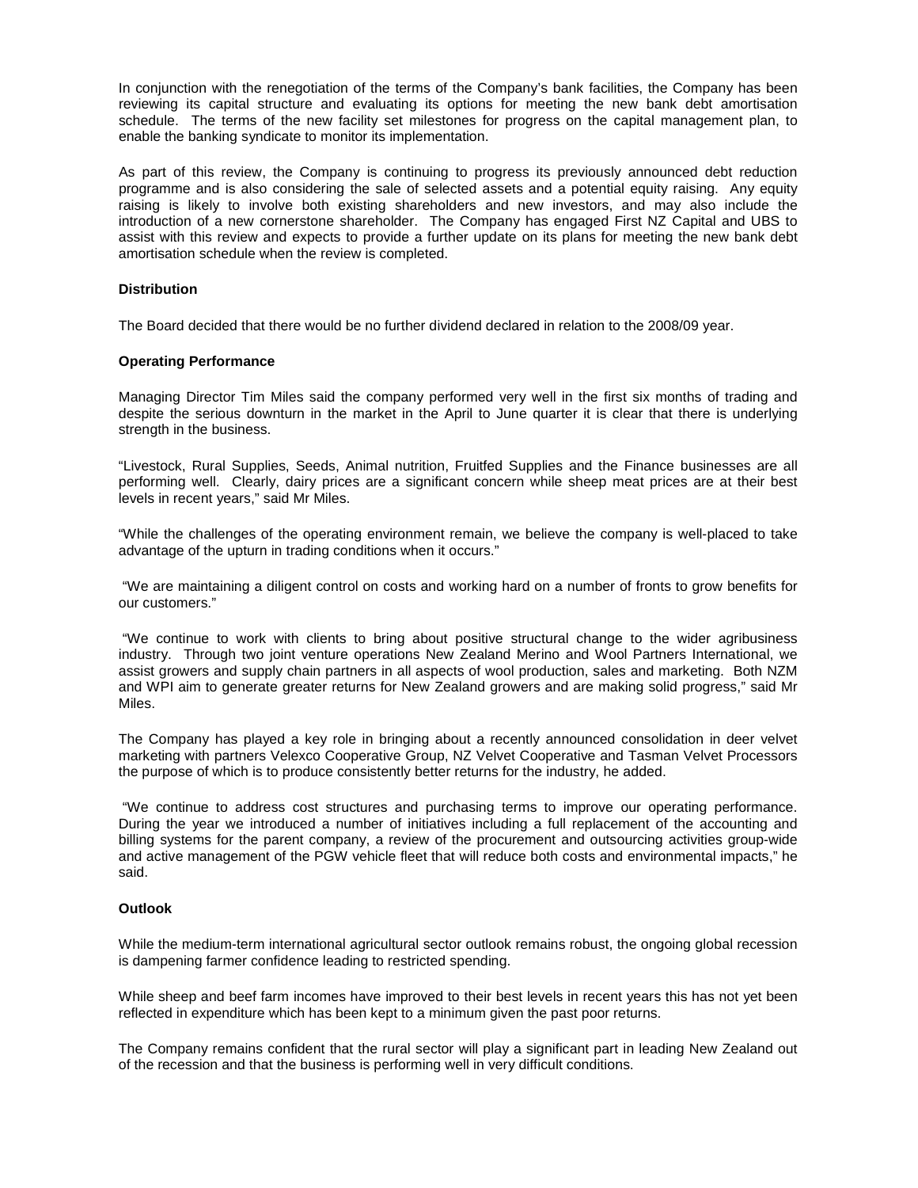In conjunction with the renegotiation of the terms of the Company's bank facilities, the Company has been reviewing its capital structure and evaluating its options for meeting the new bank debt amortisation schedule. The terms of the new facility set milestones for progress on the capital management plan, to enable the banking syndicate to monitor its implementation.

As part of this review, the Company is continuing to progress its previously announced debt reduction programme and is also considering the sale of selected assets and a potential equity raising. Any equity raising is likely to involve both existing shareholders and new investors, and may also include the introduction of a new cornerstone shareholder. The Company has engaged First NZ Capital and UBS to assist with this review and expects to provide a further update on its plans for meeting the new bank debt amortisation schedule when the review is completed.

**Distribution**

The Board decided that there would be no further dividend declared in relation to the 2008/09 year.

**Operating Performance**

Managing Director Tim Miles said the company performed very well in the first six months of trading and despite the serious downturn in the market in the April to June quarter it is clear that there is underlying strength in the business.

"Livestock, Rural Supplies, Seeds, Animal nutrition, Fruitfed Supplies and the Finance businesses are all performing well. Clearly, dairy prices are a significant concern while sheep meat prices are at their best levels in recent years," said Mr Miles.

"While the challenges of the operating environment remain, we believe the company is well-placed to take advantage of the upturn in trading conditions when it occurs."

"We are maintaining a diligent control on costs and working hard on a number of fronts to grow benefits for our customers."

"We continue to work with clients to bring about positive structural change to the wider agribusiness industry. Through two joint venture operations New Zealand Merino and Wool Partners International, we assist growers and supply chain partners in all aspects of wool production, sales and marketing. Both NZM and WPI aim to generate greater returns for New Zealand growers and are making solid progress," said Mr Miles.

The Company has played a key role in bringing about a recently announced consolidation in deer velvet marketing with partners Velexco Cooperative Group, NZ Velvet Cooperative and Tasman Velvet Processors the purpose of which is to produce consistently better returns for the industry, he added.

"We continue to address cost structures and purchasing terms to improve our operating performance. During the year we introduced a number of initiatives including a full replacement of the accounting and billing systems for the parent company, a review of the procurement and outsourcing activities group-wide and active management of the PGW vehicle fleet that will reduce both costs and environmental impacts," he said.

**Outlook**

While the medium-term international agricultural sector outlook remains robust, the ongoing global recession is dampening farmer confidence leading to restricted spending.

While sheep and beef farm incomes have improved to their best levels in recent years this has not yet been reflected in expenditure which has been kept to a minimum given the past poor returns.

The Company remains confident that the rural sector will play a significant part in leading New Zealand out of the recession and that the business is performing well in very difficult conditions.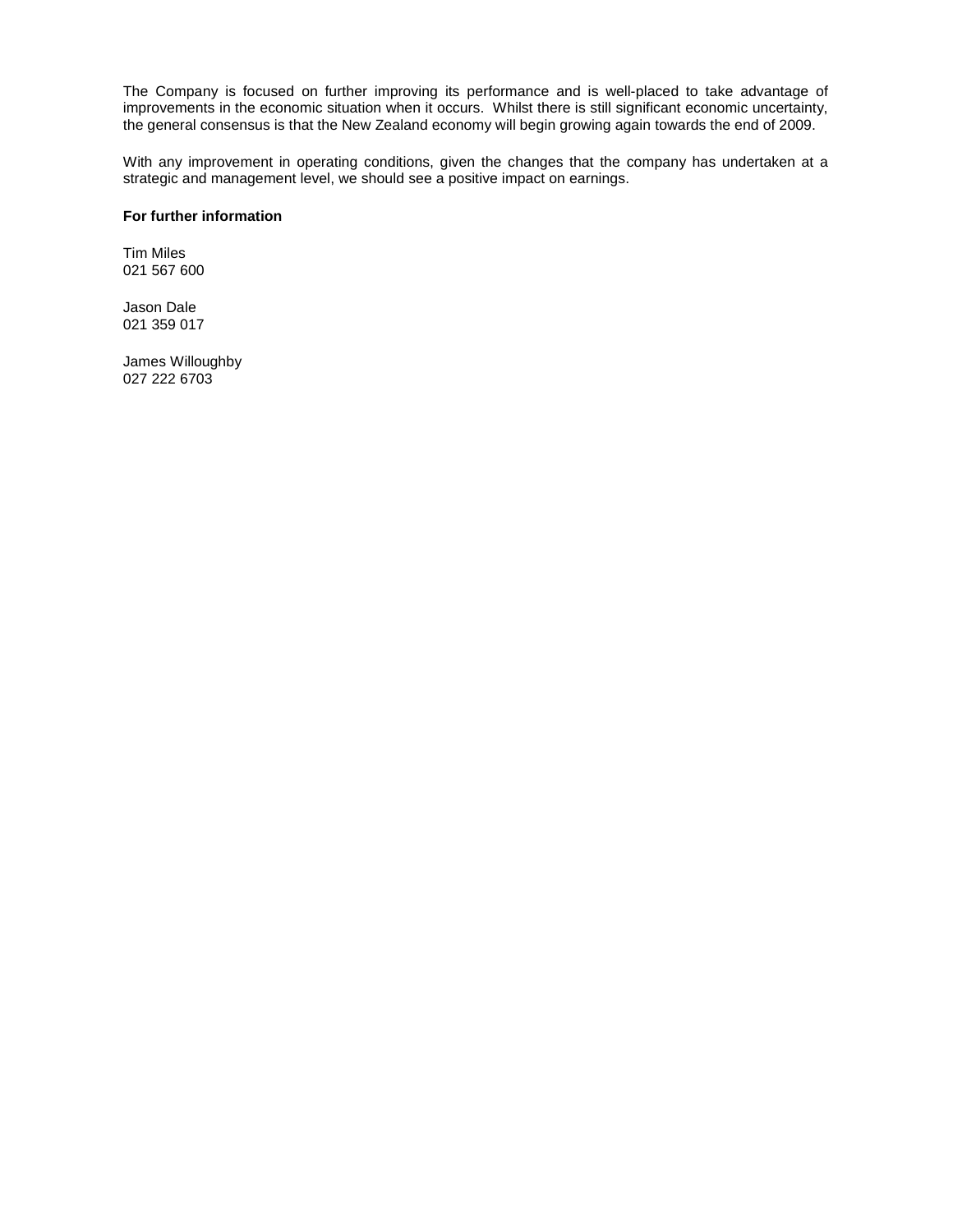The Company is focused on further improving its performance and is well-placed to take advantage of improvements in the economic situation when it occurs. Whilst there is still significant economic uncertainty, the general consensus is that the New Zealand economy will begin growing again towards the end of 2009.

With any improvement in operating conditions, given the changes that the company has undertaken at a strategic and management level, we should see a positive impact on earnings.

**For further information**

Tim Miles
021 567 600

Jason Dale
021 359 017

James Willoughby
027 222 6703